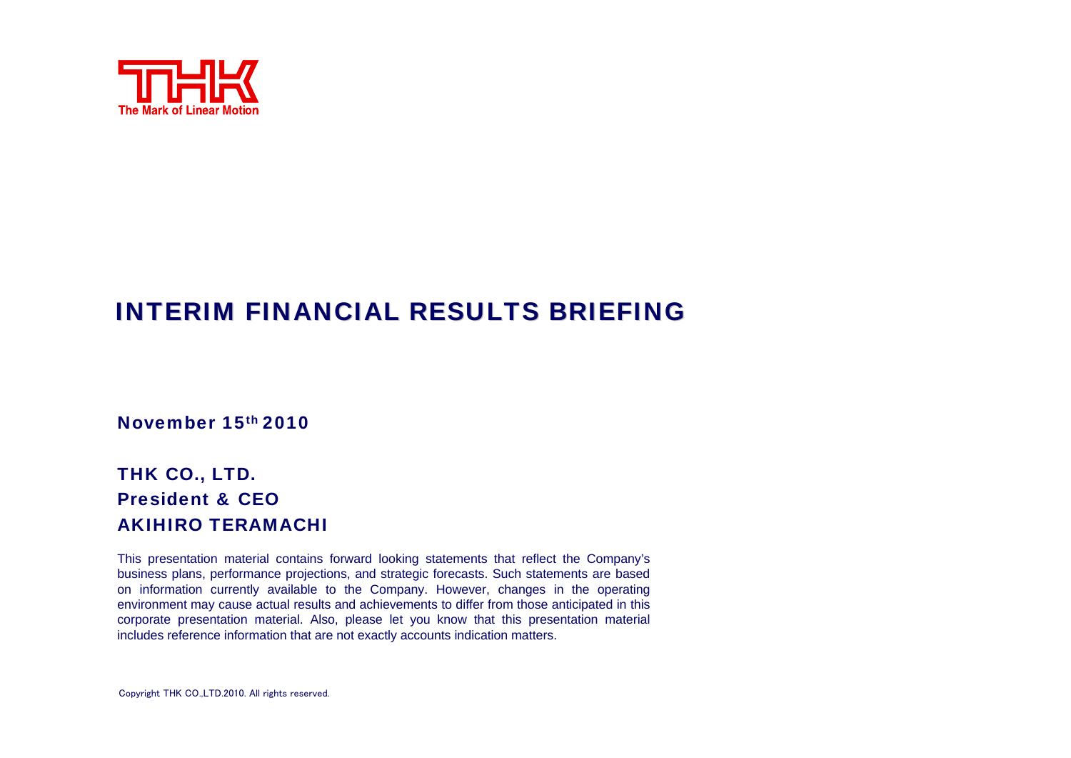THK

The Mark of Linear Motion

# INTERIM FINANCIAL RESULTS BRIEFING

**November 15th 2010**

**THK CO., LTD.**
**President & CEO**
**AKIHIRO TERAMACHI**

This presentation material contains forward looking statements that reflect the Company's business plans, performance projections, and strategic forecasts. Such statements are based on information currently available to the Company. However, changes in the operating environment may cause actual results and achievements to differ from those anticipated in this corporate presentation material. Also, please let you know that this presentation material includes reference information that are not exactly accounts indication matters.

Copyright THK CO.,LTD.2010. All rights reserved.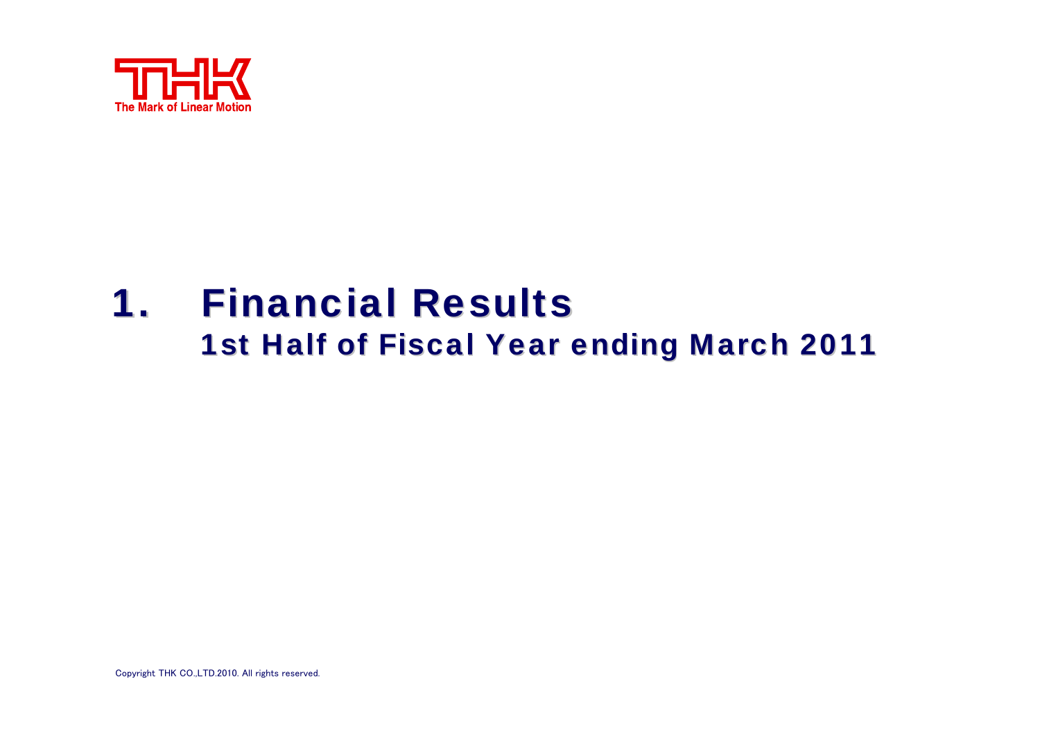# 1. Financial Results

## 1st Half of Fiscal Year ending March 2011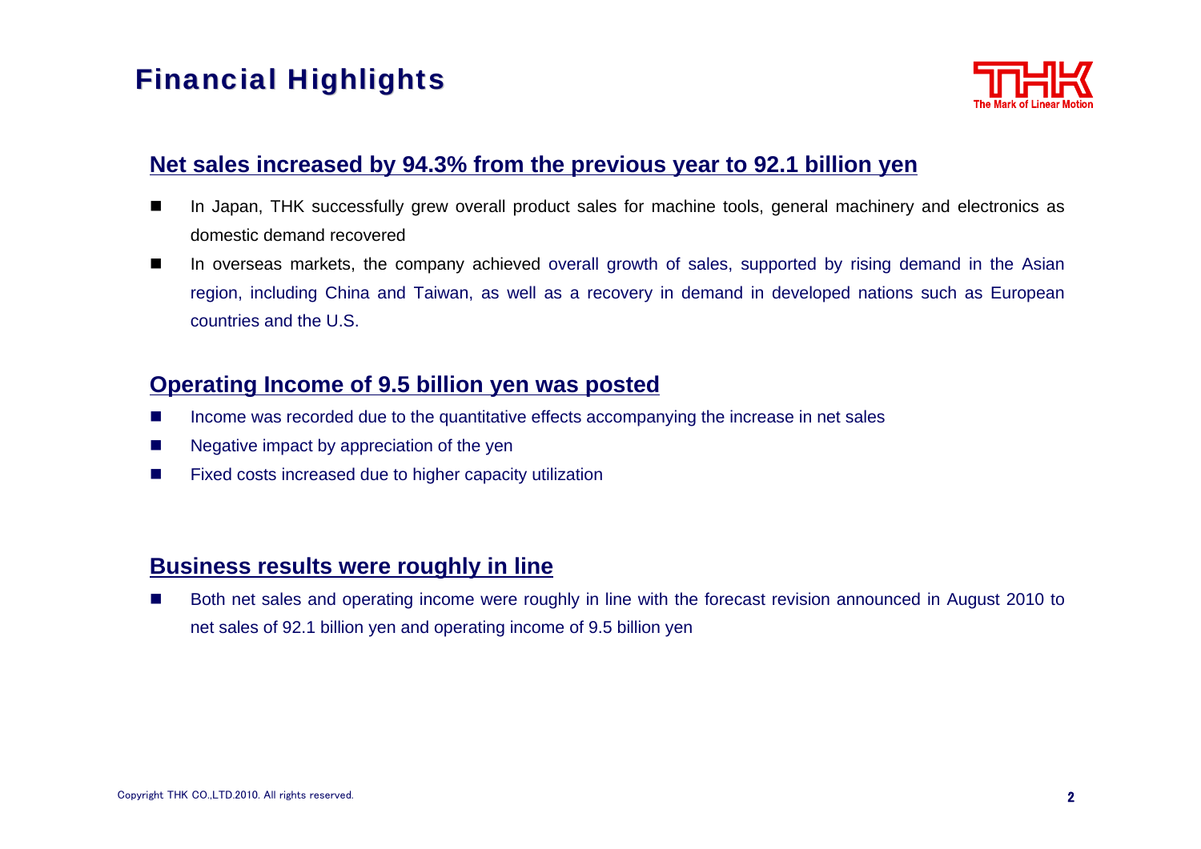# Financial Highlights

## Net sales increased by 94.3% from the previous year to 92.1 billion yen

- In Japan, THK successfully grew overall product sales for machine tools, general machinery and electronics as domestic demand recovered
- In overseas markets, the company achieved overall growth of sales, supported by rising demand in the Asian region, including China and Taiwan, as well as a recovery in demand in developed nations such as European countries and the U.S.

## Operating Income of 9.5 billion yen was posted

- Income was recorded due to the quantitative effects accompanying the increase in net sales
- Negative impact by appreciation of the yen
- Fixed costs increased due to higher capacity utilization

## Business results were roughly in line

- Both net sales and operating income were roughly in line with the forecast revision announced in August 2010 to net sales of 92.1 billion yen and operating income of 9.5 billion yen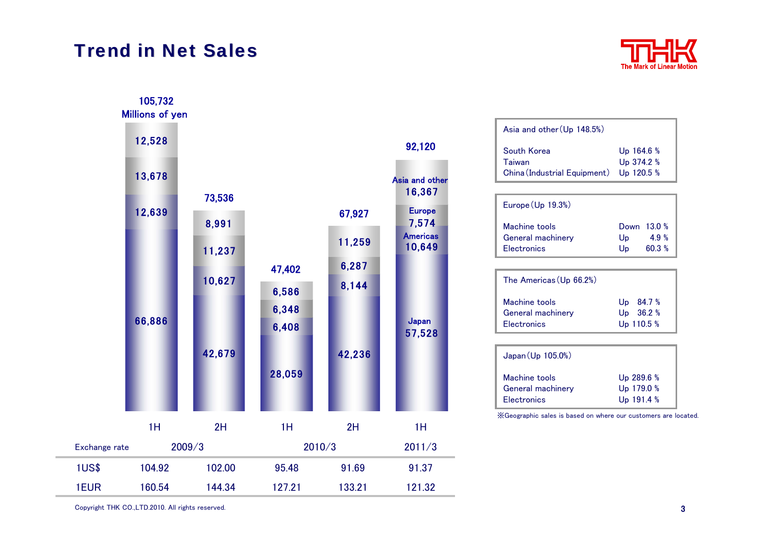# Trend in Net Sales

Millions of yen

| | 2009/3 1H | 2009/3 2H | 2010/3 1H | 2010/3 2H | 2011/3 1H |
|---|---|---|---|---|---|
| Asia and other | 12,528 | 8,991 | 6,586 | 11,259 | 16,367 |
| Europe | 13,678 | 11,237 | 6,348 | 6,287 | 7,574 |
| Americas | 12,639 | 10,627 | 6,408 | 8,144 | 10,649 |
| Japan | 66,886 | 42,679 | 28,059 | 42,236 | 57,528 |
| Total | 105,732 | 73,536 | 47,402 | 67,927 | 92,120 |

| Exchange rate | 2009/3 1H | 2009/3 2H | 2010/3 1H | 2010/3 2H | 2011/3 1H |
|---|---|---|---|---|---|
| 1US$ | 104.92 | 102.00 | 95.48 | 91.69 | 91.37 |
| 1EUR | 160.54 | 144.34 | 127.21 | 133.21 | 121.32 |

**Asia and other (Up 148.5%)**

| | |
|---|---|
| South Korea | Up 164.6 % |
| Taiwan | Up 374.2 % |
| China (Industrial Equipment) | Up 120.5 % |

**Europe (Up 19.3%)**

| | |
|---|---|
| Machine tools | Down 13.0 % |
| General machinery | Up 4.9 % |
| Electronics | Up 60.3 % |

**The Americas (Up 66.2%)**

| | |
|---|---|
| Machine tools | Up 84.7 % |
| General machinery | Up 36.2 % |
| Electronics | Up 110.5 % |

**Japan (Up 105.0%)**

| | |
|---|---|
| Machine tools | Up 289.6 % |
| General machinery | Up 179.0 % |
| Electronics | Up 191.4 % |

※Geographic sales is based on where our customers are located.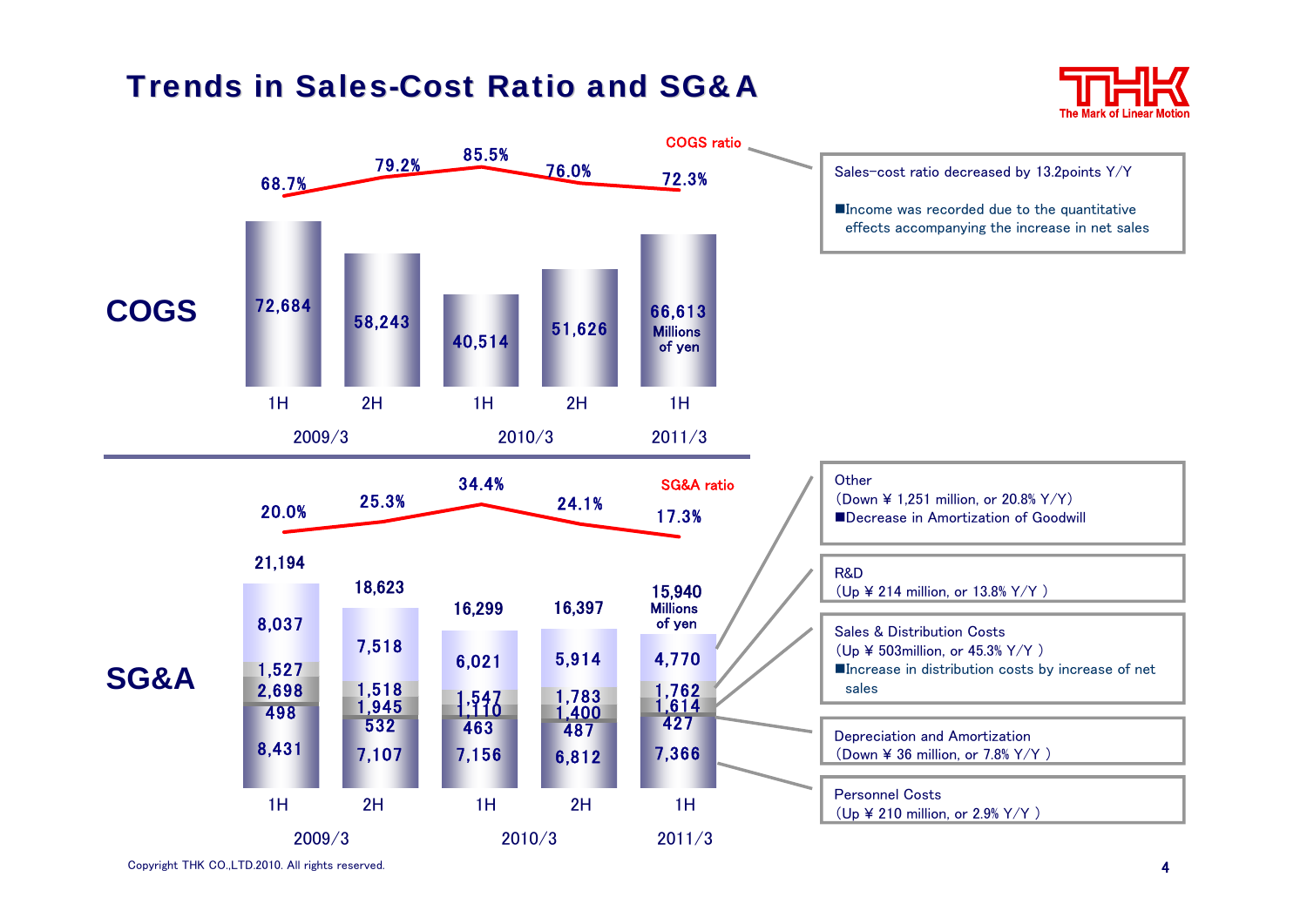# Trends in Sales-Cost Ratio and SG&A

## COGS

| | 2009/3 1H | 2009/3 2H | 2010/3 1H | 2010/3 2H | 2011/3 1H |
|---|---|---|---|---|---|
| COGS ratio | 68.7% | 79.2% | 85.5% | 76.0% | 72.3% |
| COGS (Millions of yen) | 72,684 | 58,243 | 40,514 | 51,626 | 66,613 |

**Sales-cost ratio decreased by 13.2points Y/Y**

- Income was recorded due to the quantitative effects accompanying the increase in net sales

## SG&A

| | 2009/3 1H | 2009/3 2H | 2010/3 1H | 2010/3 2H | 2011/3 1H |
|---|---|---|---|---|---|
| SG&A ratio | 20.0% | 25.3% | 34.4% | 24.1% | 17.3% |
| SG&A total (Millions of yen) | 21,194 | 18,623 | 16,299 | 16,397 | 15,940 |
| Other | 8,037 | 7,518 | 6,021 | 5,914 | 4,770 |
| R&D | 1,527 | 1,518 | 1,547 | 1,783 | 1,762 |
| Sales & Distribution Costs | 2,698 | 1,945 | 1,110 | 1,400 | 1,614 |
| Depreciation and Amortization | 498 | 532 | 463 | 487 | 427 |
| Personnel Costs | 8,431 | 7,107 | 7,156 | 6,812 | 7,366 |

**Other**
(Down ¥ 1,251 million, or 20.8% Y/Y)
- Decrease in Amortization of Goodwill

**R&D**
(Up ¥ 214 million, or 13.8% Y/Y )

**Sales & Distribution Costs**
(Up ¥ 503million, or 45.3% Y/Y )
- Increase in distribution costs by increase of net sales

**Depreciation and Amortization**
(Down ¥ 36 million, or 7.8% Y/Y )

**Personnel Costs**
(Up ¥ 210 million, or 2.9% Y/Y )

Copyright THK CO.,LTD.2010. All rights reserved.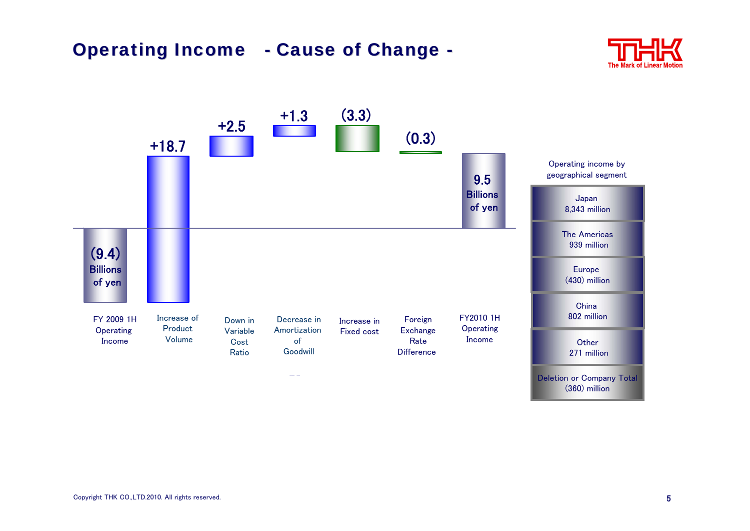# Operating Income - Cause of Change -

| FY 2009 1H Operating Income | Increase of Product Volume | Down in Variable Cost Ratio | Decrease in Amortization of Goodwill | Increase in Fixed cost | Foreign Exchange Rate Difference | FY2010 1H Operating Income |
|---|---|---|---|---|---|---|
| (9.4) Billions of yen | +18.7 | +2.5 | +1.3 | (3.3) | (0.3) | 9.5 Billions of yen |

Operating income by geographical segment

| Segment | Operating income |
|---|---|
| Japan | 8,343 million |
| The Americas | 939 million |
| Europe | (430) million |
| China | 802 million |
| Other | 271 million |
| Deletion or Company Total | (360) million |

Copyright THK CO.,LTD.2010. All rights reserved.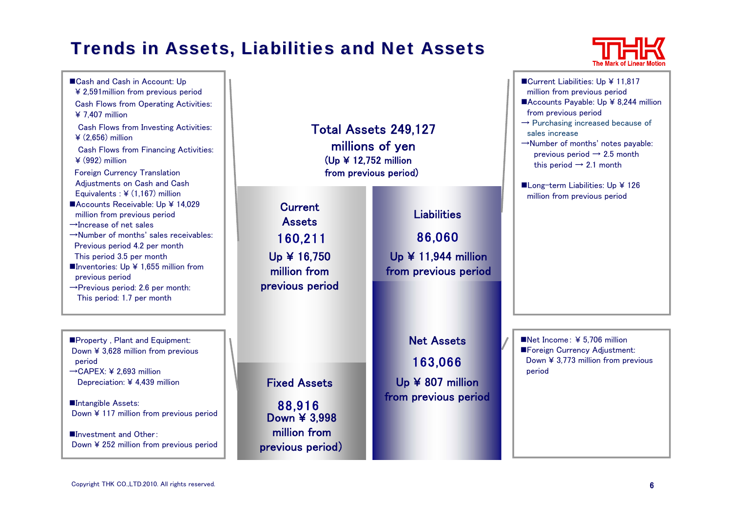# Trends in Assets, Liabilities and Net Assets

- ■Cash and Cash in Account: Up ¥ 2,591million from previous period
  - Cash Flows from Operating Activities: ¥ 7,407 million
  - Cash Flows from Investing Activities: ¥ (2,656) million
  - Cash Flows from Financing Activities: ¥ (992) million
  - Foreign Currency Translation Adjustments on Cash and Cash Equivalents : ¥ (1,167) million
- ■Accounts Receivable: Up ¥ 14,029 million from previous period
  - →Increase of net sales
  - →Number of months' sales receivables: Previous period 4.2 per month This period 3.5 per month
- ■Inventories: Up ¥ 1,655 million from previous period
  - →Previous period: 2.6 per month: This period: 1.7 per month

- ■Property , Plant and Equipment: Down ¥ 3,628 million from previous period
  - →CAPEX: ¥ 2,693 million Depreciation: ¥ 4,439 million
- ■Intangible Assets: Down ¥ 117 million from previous period
- ■Investment and Other: Down ¥ 252 million from previous period

**Total Assets 249,127 millions of yen (Up ¥ 12,752 million from previous period)**

| Assets | Liabilities and Net Assets |
|---|---|
| Current Assets 160,211 Up ¥ 16,750 million from previous period | Liabilities 86,060 Up ¥ 11,944 million from previous period |
| Fixed Assets 88,916 Down ¥ 3,998 million from previous period) | Net Assets 163,066 Up ¥ 807 million from previous period |

- ■Current Liabilities: Up ¥ 11,817 million from previous period
- ■Accounts Payable: Up ¥ 8,244 million from previous period
  - → Purchasing increased because of sales increase
  - →Number of months' notes payable: previous period → 2.5 month this period → 2.1 month
- ■Long-term Liabilities: Up ¥ 126 million from previous period

- ■Net Income: ¥ 5,706 million
- ■Foreign Currency Adjustment: Down ¥ 3,773 million from previous period

Copyright THK CO.,LTD.2010. All rights reserved.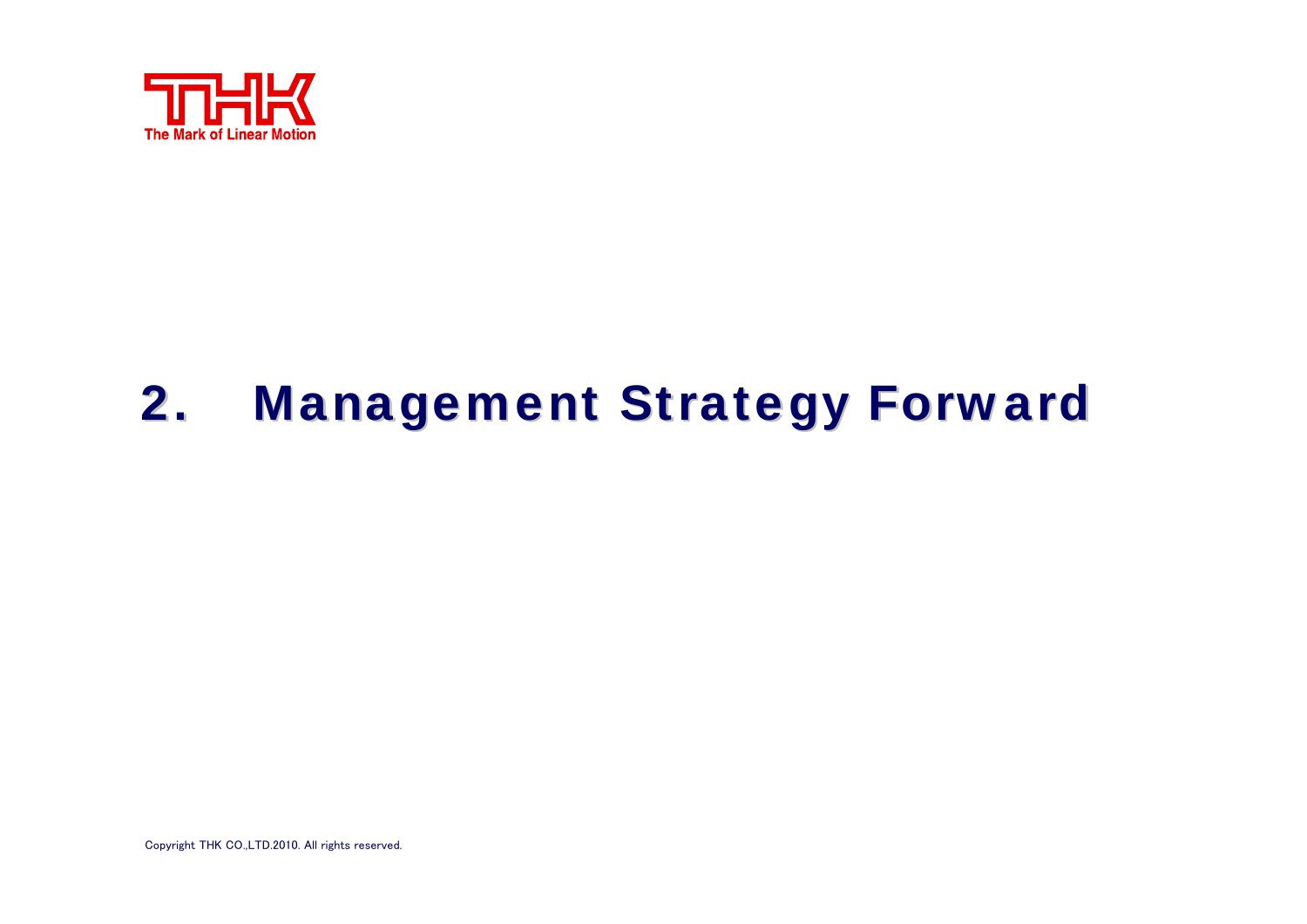# 2. Management Strategy Forward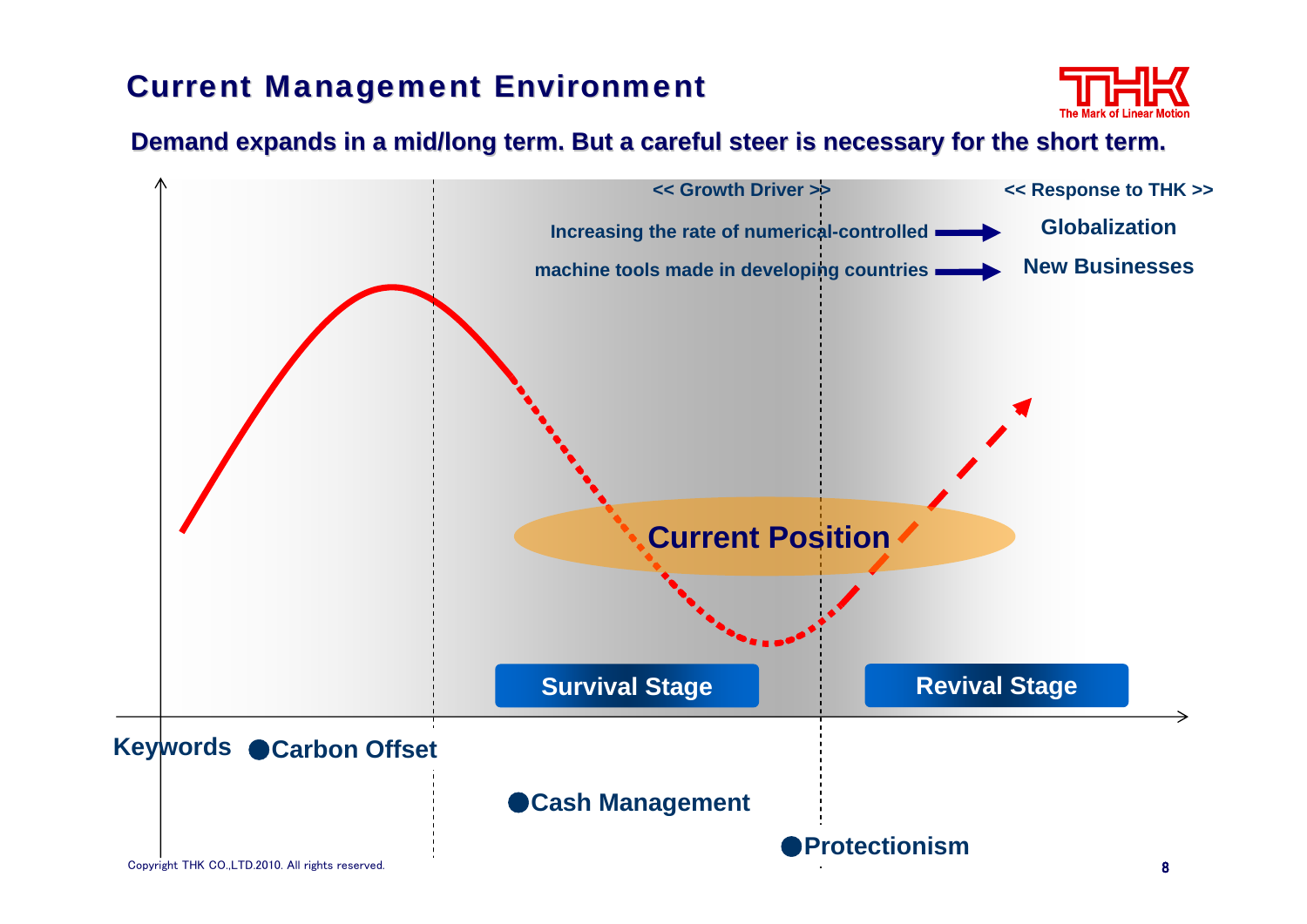# Current Management Environment

**Demand expands in a mid/long term. But a careful steer is necessary for the short term.**

<< Growth Driver >>

Increasing the rate of numerical-controlled machine tools made in developing countries

<< Response to THK >>

- Globalization
- New Businesses

Current Position

Survival Stage

Revival Stage

Keywords

- Carbon Offset
- Cash Management
- Protectionism

Copyright THK CO.,LTD.2010. All rights reserved.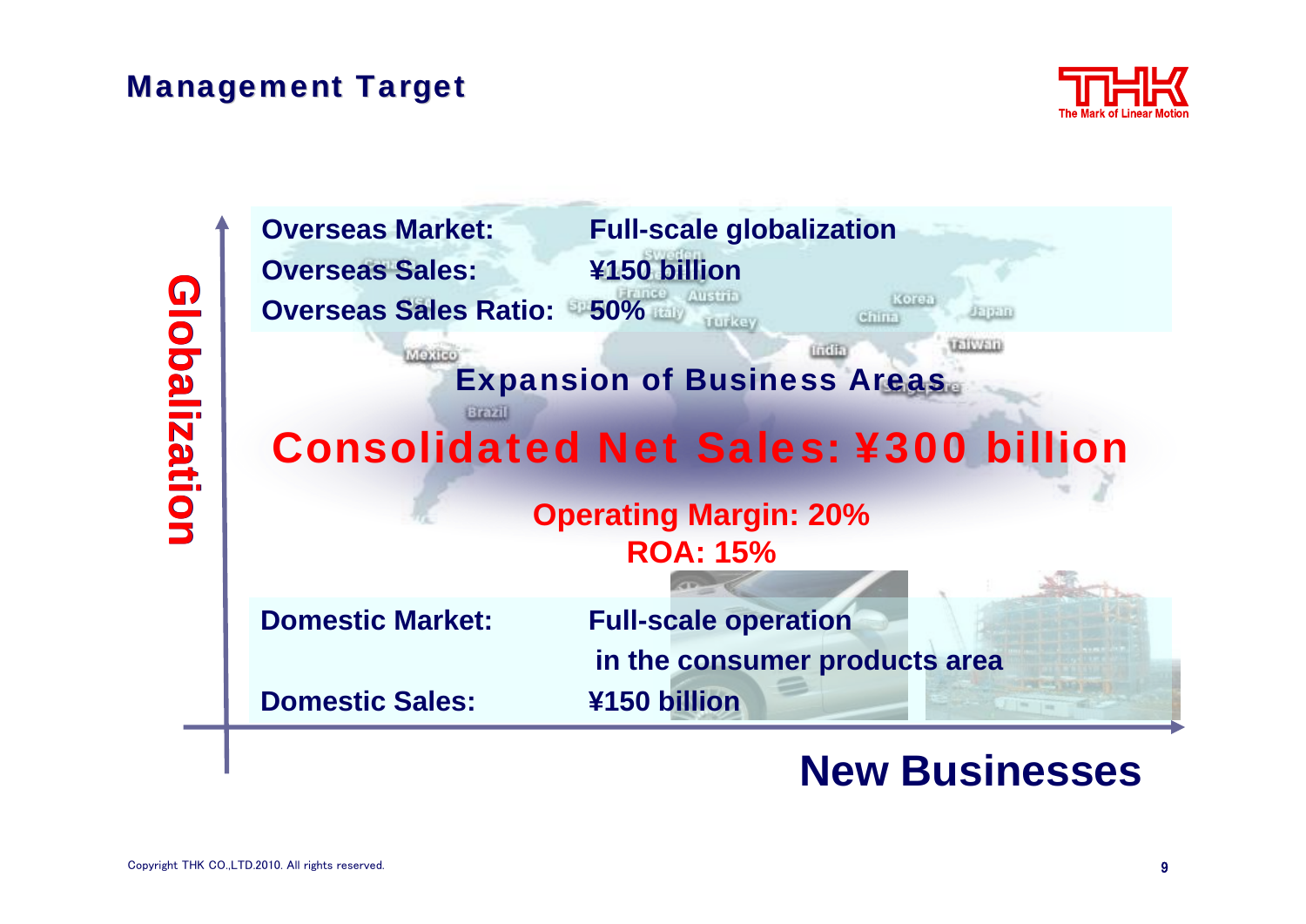## Management Target

**Globalization**

**Overseas Market:** **Full-scale globalization**
**Overseas Sales:** **¥150 billion**
**Overseas Sales Ratio:** **50%**

**Expansion of Business Areas**

**Consolidated Net Sales: ¥300 billion**

**Operating Margin: 20%**
**ROA: 15%**

**Domestic Market:** **Full-scale operation in the consumer products area**
**Domestic Sales:** **¥150 billion**

**New Businesses**

Copyright THK CO.,LTD.2010. All rights reserved.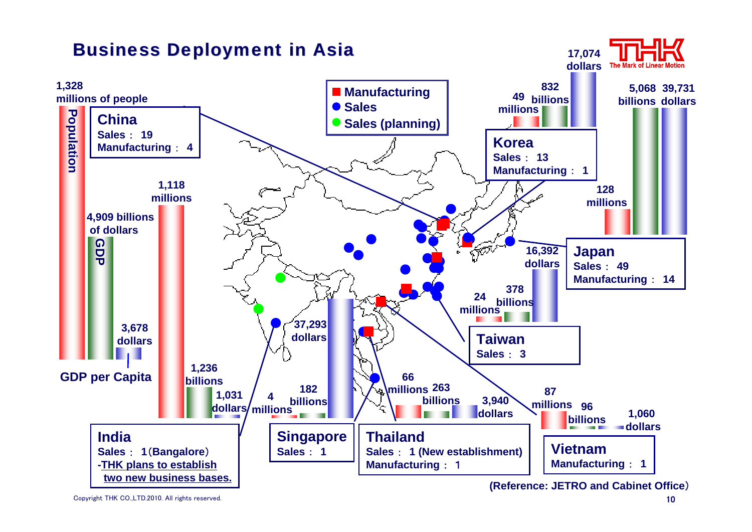# Business Deployment in Asia

- ■ Manufacturing
- ● Sales
- ● Sales (planning)

**China**
Sales： 19
Manufacturing： 4

Population: 1,328 millions of people
GDP: 4,909 billions of dollars
GDP per Capita: 3,678 dollars

**Korea**
Sales： 13
Manufacturing： 1

Population: 49 millions
GDP: 832 billions
GDP per Capita: 17,074 dollars

**Japan**
Sales： 49
Manufacturing： 14

Population: 128 millions
GDP: 5,068 billions
GDP per Capita: 39,731 dollars

**Taiwan**
Sales： 3

Population: 24 millions
GDP: 378 billions
GDP per Capita: 16,392 dollars

**India**
Sales： 1(Bangalore)
-THK plans to establish two new business bases.

Population: 1,118 millions
GDP: 1,236 billions
GDP per Capita: 1,031 dollars

**Singapore**
Sales： 1

Population: 4 millions
GDP: 182 billions
GDP per Capita: 37,293 dollars

**Thailand**
Sales： 1 (New establishment)
Manufacturing： 1

Population: 66 millions
GDP: 263 billions
GDP per Capita: 3,940 dollars

**Vietnam**
Manufacturing： 1

Population: 87 millions
GDP: 96 billions
GDP per Capita: 1,060 dollars

(Reference: JETRO and Cabinet Office)

Copyright THK CO.,LTD.2010. All rights reserved.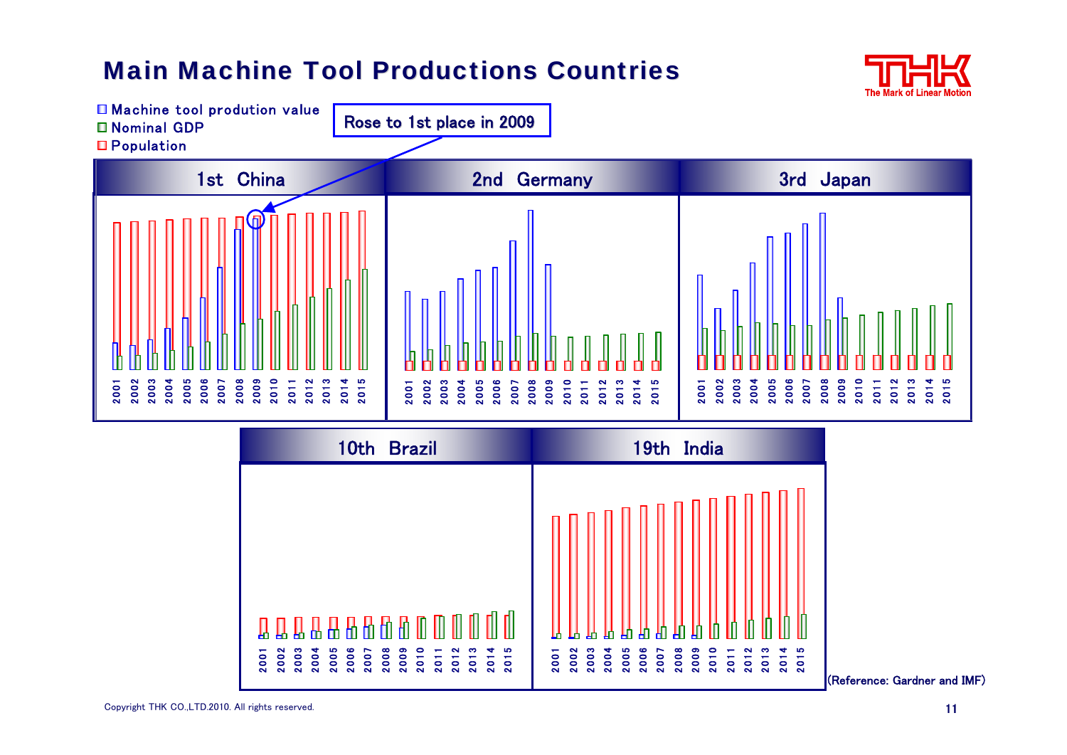# Main Machine Tool Productions Countries

- Machine tool prodution value
- Nominal GDP
- Population

Rose to 1st place in 2009

## 1st China

2001 2002 2003 2004 2005 2006 2007 2008 2009 2010 2011 2012 2013 2014 2015

## 2nd Germany

2001 2002 2003 2004 2005 2006 2007 2008 2009 2010 2011 2012 2013 2014 2015

## 3rd Japan

2001 2002 2003 2004 2005 2006 2007 2008 2009 2010 2011 2012 2013 2014 2015

## 10th Brazil

2001 2002 2003 2004 2005 2006 2007 2008 2009 2010 2011 2012 2013 2014 2015

## 19th India

2001 2002 2003 2004 2005 2006 2007 2008 2009 2010 2011 2012 2013 2014 2015

(Reference: Gardner and IMF)

Copyright THK CO.,LTD.2010. All rights reserved.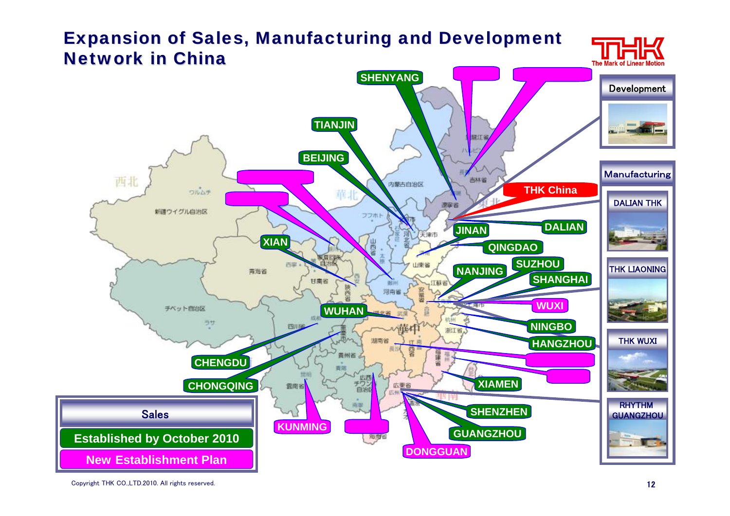# Expansion of Sales, Manufacturing and Development Network in China

**Sales**

- Established by October 2010: SHENYANG, TIANJIN, BEIJING, XIAN, JINAN, DALIAN, QINGDAO, NANJING, SUZHOU, SHANGHAI, WUHAN, NINGBO, HANGZHOU, CHENGDU, CHONGQING, XIAMEN, SHENZHEN, GUANGZHOU
- New Establishment Plan: WUXI, KUNMING, DONGGUAN

THK China

**Development**

**Manufacturing**

- DALIAN THK
- THK LIAONING
- THK WUXI
- RHYTHM GUANGZHOU

Copyright THK CO.,LTD.2010. All rights reserved.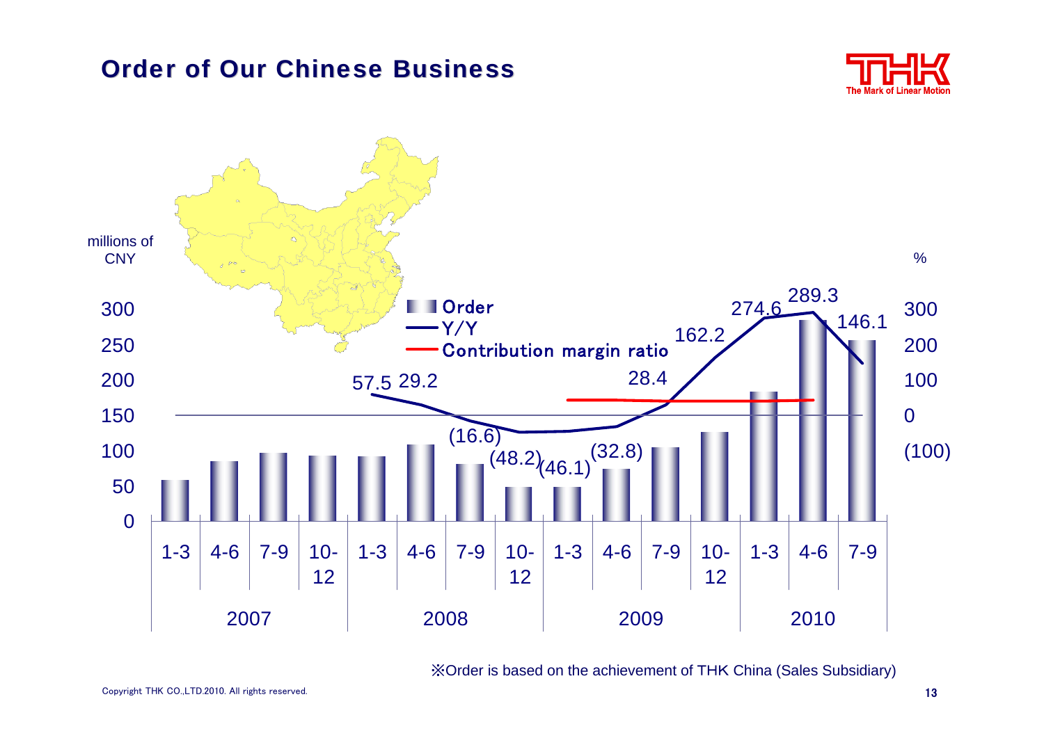## Order of Our Chinese Business

millions of CNY | %

- Order
- Y/Y
- Contribution margin ratio

| Year | Quarter | Y/Y (%) |
|---|---|---|
| 2007 | 1-3 | |
| 2007 | 4-6 | |
| 2007 | 7-9 | |
| 2007 | 10-12 | |
| 2008 | 1-3 | 57.5 |
| 2008 | 4-6 | 29.2 |
| 2008 | 7-9 | (16.6) |
| 2008 | 10-12 | (48.2) |
| 2009 | 1-3 | (46.1) |
| 2009 | 4-6 | (32.8) |
| 2009 | 7-9 | 28.4 |
| 2009 | 10-12 | 162.2 |
| 2010 | 1-3 | 274.6 |
| 2010 | 4-6 | 289.3 |
| 2010 | 7-9 | 146.1 |

※Order is based on the achievement of THK China (Sales Subsidiary)

Copyright THK CO.,LTD.2010. All rights reserved.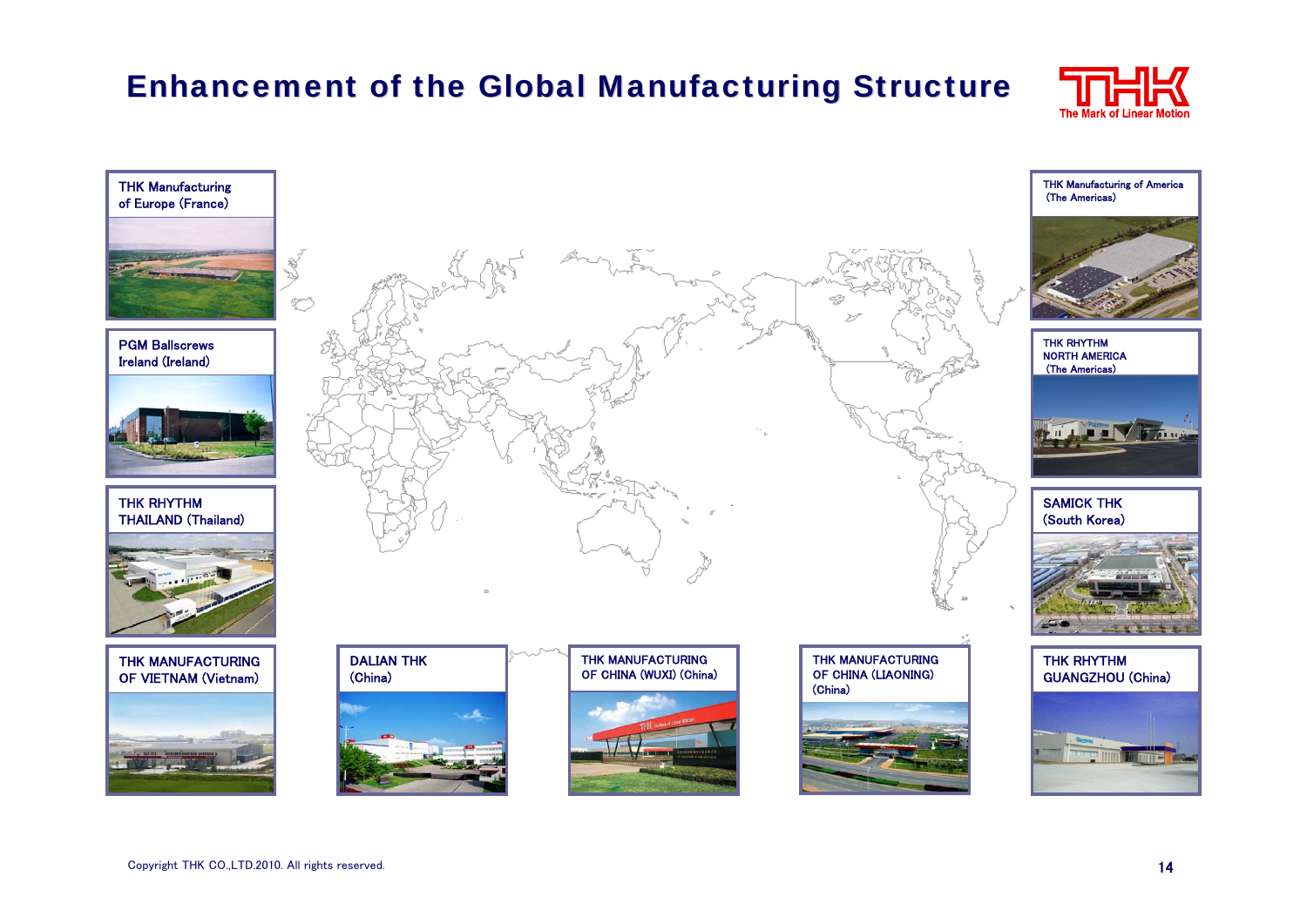# Enhancement of the Global Manufacturing Structure

THK Manufacturing of Europe (France)

PGM Ballscrews Ireland (Ireland)

THK RHYTHM THAILAND (Thailand)

THK MANUFACTURING OF VIETNAM (Vietnam)

DALIAN THK (China)

THK MANUFACTURING OF CHINA (WUXI) (China)

THK MANUFACTURING OF CHINA (LIAONING) (China)

THK RHYTHM GUANGZHOU (China)

THK Manufacturing of America (The Americas)

THK RHYTHM NORTH AMERICA (The Americas)

SAMICK THK (South Korea)

Copyright THK CO.,LTD.2010. All rights reserved.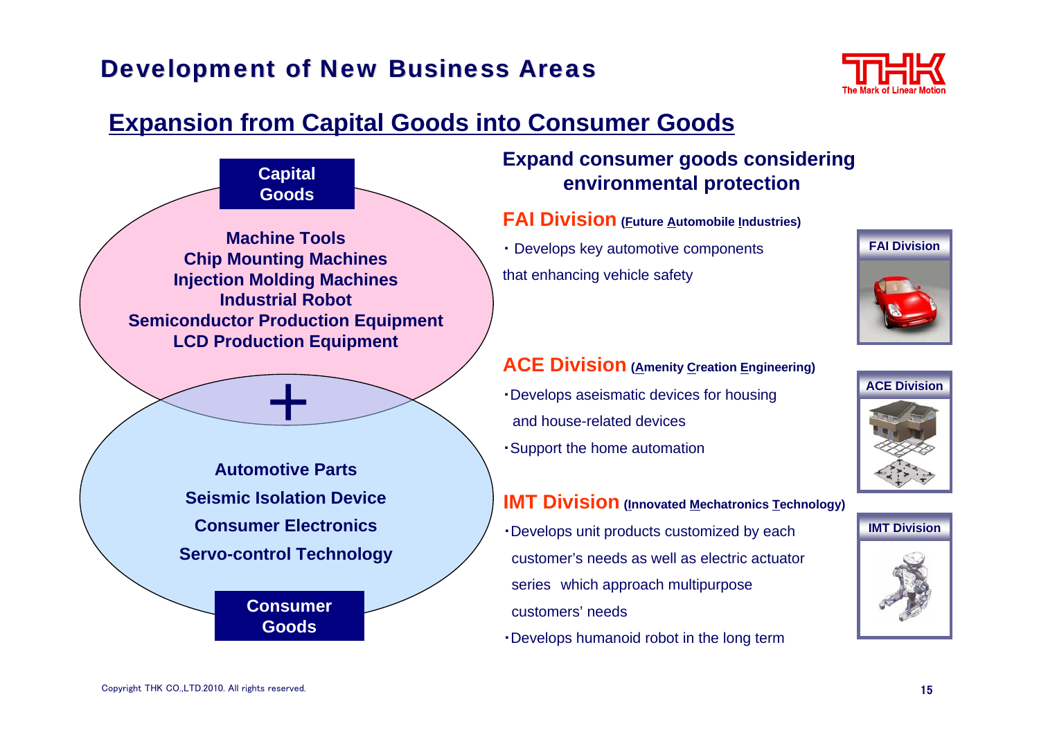# Development of New Business Areas

## Expansion from Capital Goods into Consumer Goods

**Capital Goods**

**Machine Tools**
**Chip Mounting Machines**
**Injection Molding Machines**
**Industrial Robot**
**Semiconductor Production Equipment**
**LCD Production Equipment**

**+**

**Automotive Parts**
**Seismic Isolation Device**
**Consumer Electronics**
**Servo-control Technology**

**Consumer Goods**

### Expand consumer goods considering environmental protection

**FAI Division** (**F**uture **A**utomobile **I**ndustries)

- Develops key automotive components that enhancing vehicle safety

**ACE Division** (**A**menity **C**reation **E**ngineering)

- Develops aseismatic devices for housing and house-related devices
- Support the home automation

**IMT Division** (**I**nnovated **M**echatronics **T**echnology)

- Develops unit products customized by each customer's needs as well as electric actuator series which approach multipurpose customers' needs
- Develops humanoid robot in the long term

FAI Division

ACE Division

IMT Division

Copyright THK CO.,LTD.2010. All rights reserved.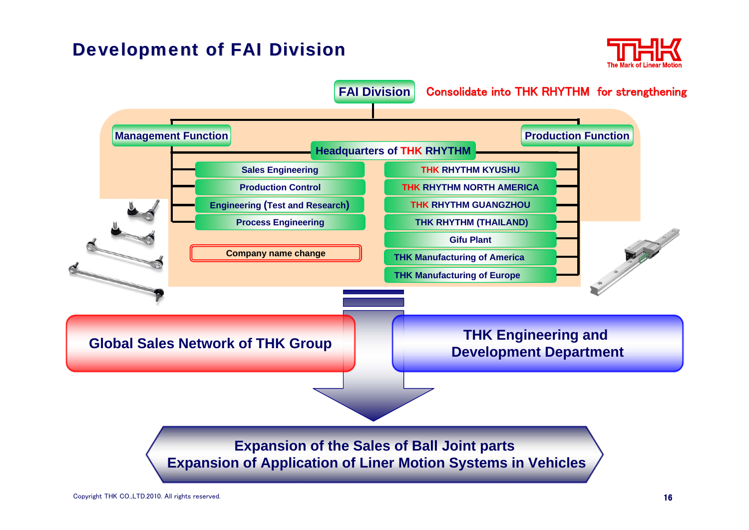# Development of FAI Division

**FAI Division** — Consolidate into THK RHYTHM for strengthening

**Management Function**

**Headquarters of THK RHYTHM**

- Sales Engineering
- Production Control
- Engineering (Test and Research)
- Process Engineering

**Company name change**

**Production Function**

- THK RHYTHM KYUSHU
- THK RHYTHM NORTH AMERICA
- THK RHYTHM GUANGZHOU
- THK RHYTHM (THAILAND)
- Gifu Plant
- THK Manufacturing of America
- THK Manufacturing of Europe

**Global Sales Network of THK Group**

**THK Engineering and Development Department**

**Expansion of the Sales of Ball Joint parts**
**Expansion of Application of Liner Motion Systems in Vehicles**

Copyright THK CO.,LTD.2010. All rights reserved.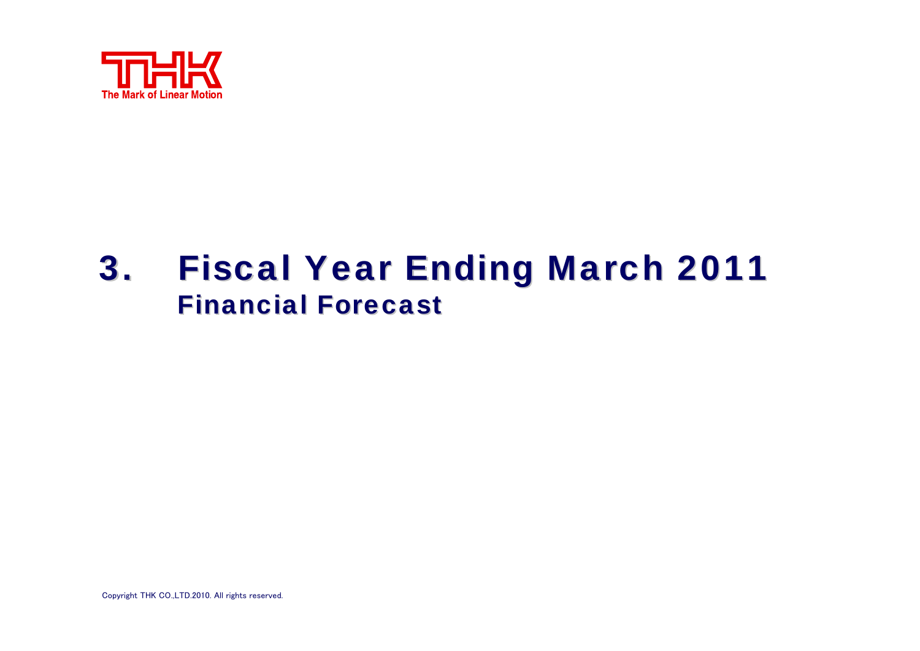# 3. Fiscal Year Ending March 2011 Financial Forecast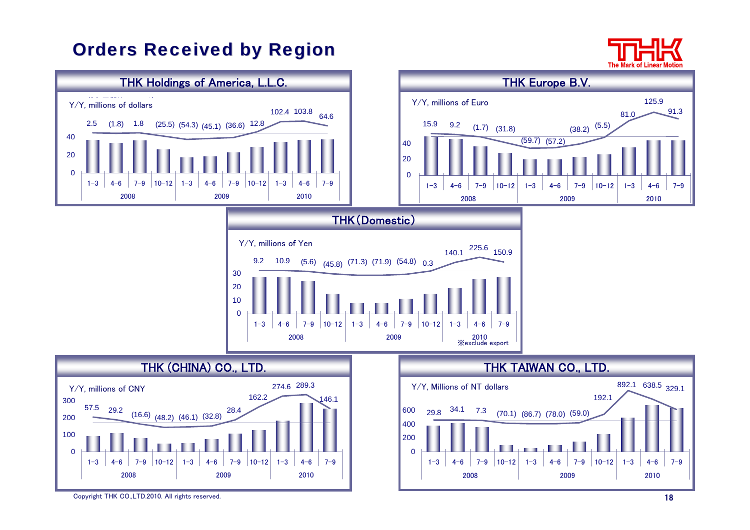# Orders Received by Region

THK The Mark of Linear Motion

## THK Holdings of America, L.L.C.

Y/Y, millions of dollars

| | 2008 | | | | 2009 | | | | 2010 | | |
|---|---|---|---|---|---|---|---|---|---|---|---|
| | 1-3 | 4-6 | 7-9 | 10-12 | 1-3 | 4-6 | 7-9 | 10-12 | 1-3 | 4-6 | 7-9 |
| Y/Y | 2.5 | (1.8) | 1.8 | (25.5) | (54.3) | (45.1) | (36.6) | 12.8 | 102.4 | 103.8 | 64.6 |

## THK Europe B.V.

Y/Y, millions of Euro

| | 2008 | | | | 2009 | | | | 2010 | | |
|---|---|---|---|---|---|---|---|---|---|---|---|
| | 1-3 | 4-6 | 7-9 | 10-12 | 1-3 | 4-6 | 7-9 | 10-12 | 1-3 | 4-6 | 7-9 |
| Y/Y | 15.9 | 9.2 | (1.7) | (31.8) | (59.7) | (57.2) | (38.2) | (5.5) | 81.0 | 125.9 | 91.3 |

## THK（Domestic）

Y/Y, millions of Yen

| | 2008 | | | | 2009 | | | | 2010 | | |
|---|---|---|---|---|---|---|---|---|---|---|---|
| | 1-3 | 4-6 | 7-9 | 10-12 | 1-3 | 4-6 | 7-9 | 10-12 | 1-3 | 4-6 | 7-9 |
| Y/Y | 9.2 | 10.9 | (5.6) | (45.8) | (71.3) | (71.9) | (54.8) | 0.3 | 140.1 | 225.6 | 150.9 |

※exclude export

## THK (CHINA) CO., LTD.

Y/Y, millions of CNY

| | 2008 | | | | 2009 | | | | 2010 | | |
|---|---|---|---|---|---|---|---|---|---|---|---|
| | 1-3 | 4-6 | 7-9 | 10-12 | 1-3 | 4-6 | 7-9 | 10-12 | 1-3 | 4-6 | 7-9 |
| Y/Y | 57.5 | 29.2 | (16.6) | (48.2) | (46.1) | (32.8) | 28.4 | 162.2 | 274.6 | 289.3 | 146.1 |

## THK TAIWAN CO., LTD.

Y/Y, Millions of NT dollars

| | 2008 | | | | 2009 | | | | 2010 | | |
|---|---|---|---|---|---|---|---|---|---|---|---|
| | 1-3 | 4-6 | 7-9 | 10-12 | 1-3 | 4-6 | 7-9 | 10-12 | 1-3 | 4-6 | 7-9 |
| Y/Y | 29.8 | 34.1 | 7.3 | (70.1) | (86.7) | (78.0) | (59.0) | 192.1 | 892.1 | 638.5 | 329.1 |

Copyright THK CO.,LTD.2010. All rights reserved.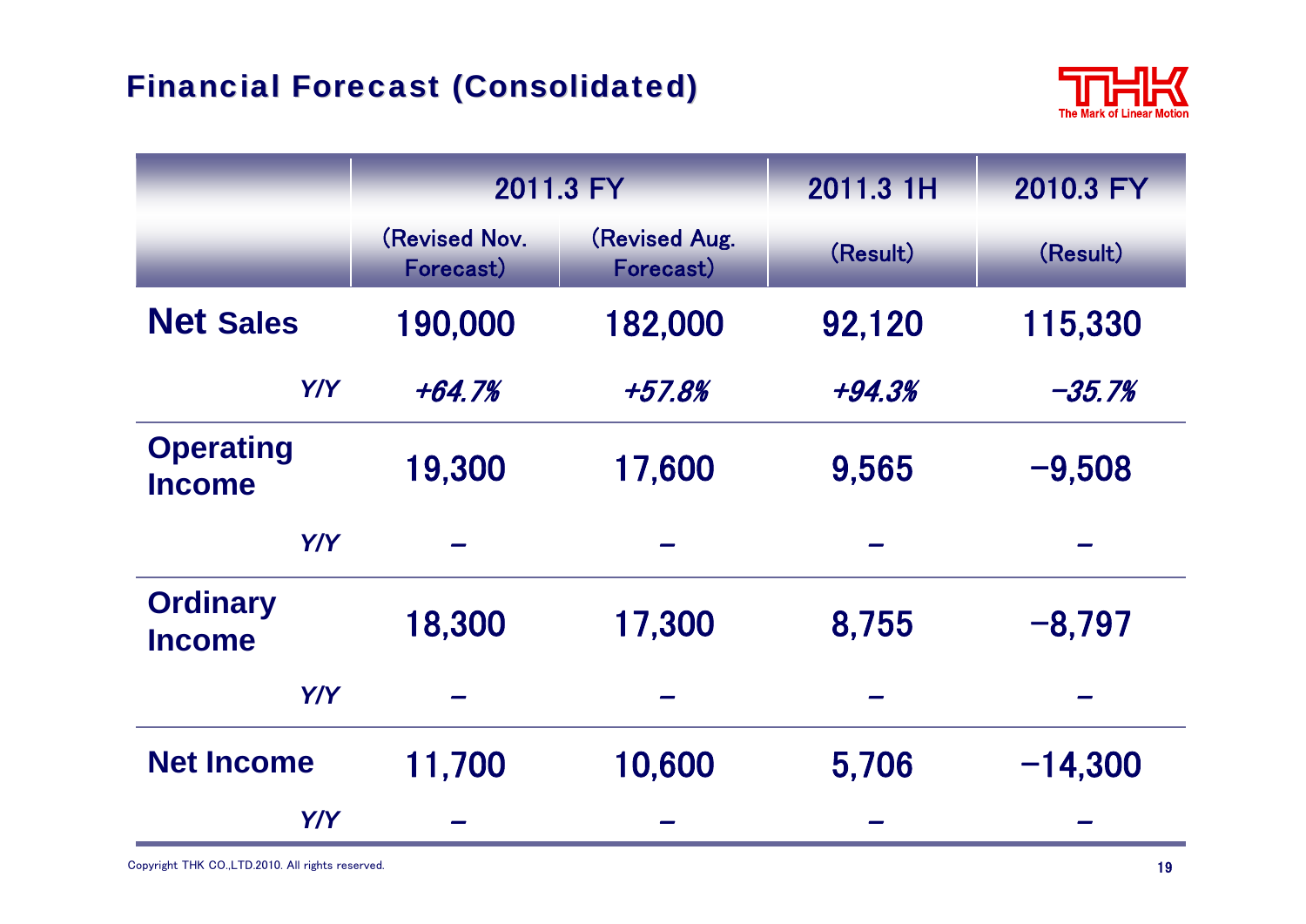## Financial Forecast (Consolidated)

| | 2011.3 FY | | 2011.3 1H | 2010.3 FY |
|---|---|---|---|---|
| | (Revised Nov. Forecast) | (Revised Aug. Forecast) | (Result) | (Result) |
| **Net Sales** | 190,000 | 182,000 | 92,120 | 115,330 |
| *Y/Y* | *+64.7%* | *+57.8%* | *+94.3%* | *−35.7%* |
| **Operating Income** | 19,300 | 17,600 | 9,565 | −9,508 |
| *Y/Y* | – | – | – | – |
| **Ordinary Income** | 18,300 | 17,300 | 8,755 | −8,797 |
| *Y/Y* | – | – | – | – |
| **Net Income** | 11,700 | 10,600 | 5,706 | −14,300 |
| *Y/Y* | – | – | – | – |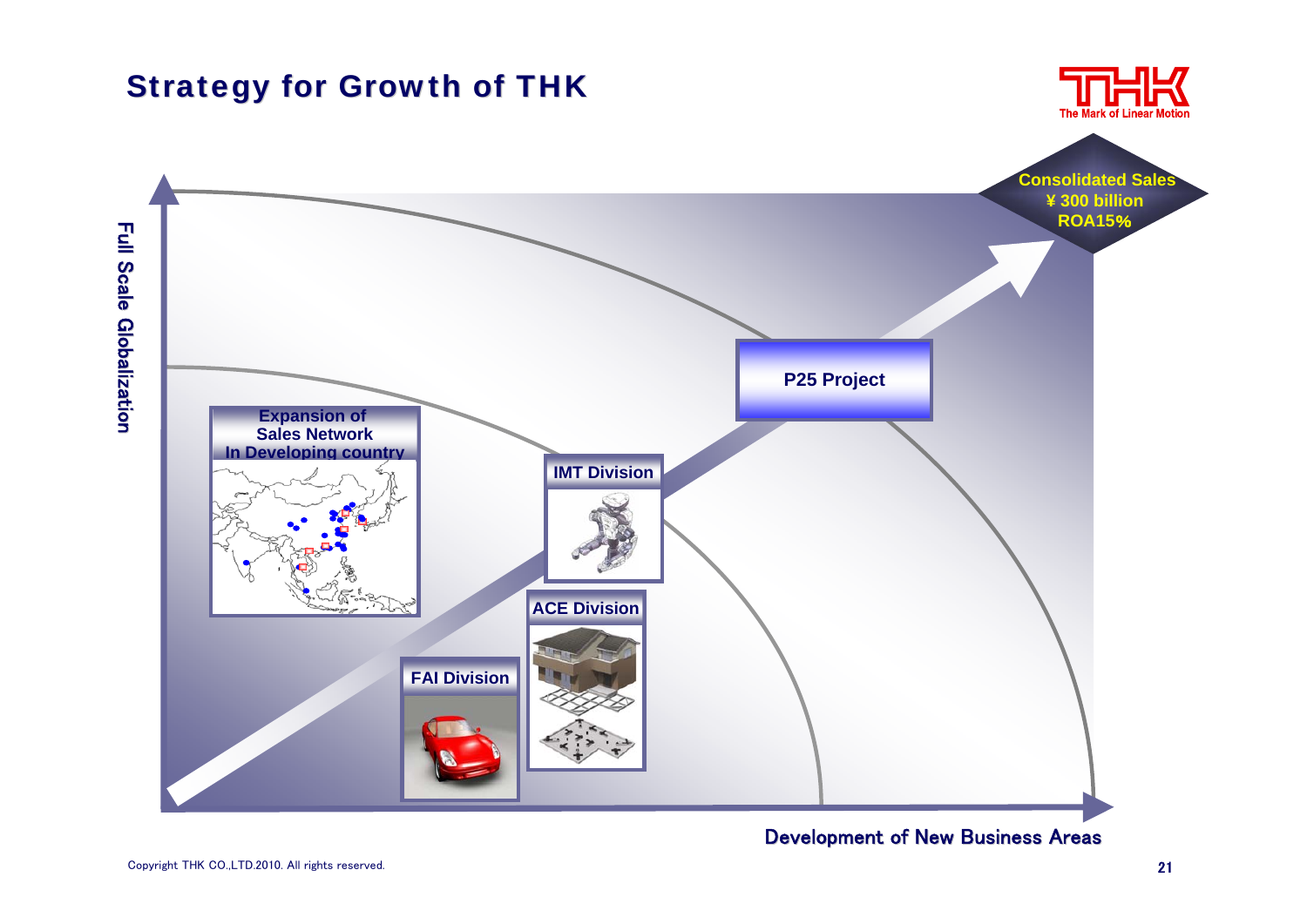# Strategy for Growth of THK

Full Scale Globalization

Development of New Business Areas

**Consolidated Sales**
**¥ 300 billion**
**ROA15%**

**P25 Project**

**Expansion of Sales Network In Developing country**

**IMT Division**

**ACE Division**

**FAI Division**

Copyright THK CO.,LTD.2010. All rights reserved.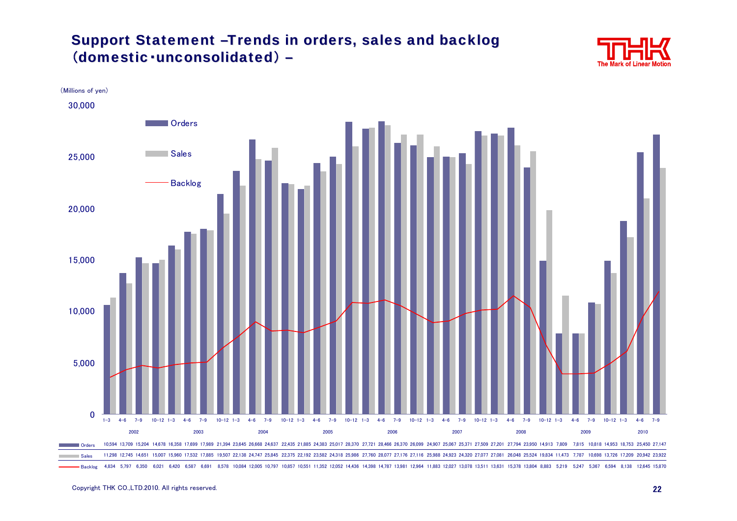# Support Statement –Trends in orders, sales and backlog (domestic・unconsolidated) –

(Millions of yen)

| Year | Quarter | Orders | Sales | Backlog |
|---|---|---|---|---|
| 2002 | 1−3 | 10,594 | 11,298 | 4,834 |
| | 4−6 | 13,709 | 12,745 | 5,797 |
| | 7−9 | 15,204 | 14,651 | 6,350 |
| | 10−12 | 14,678 | 15,007 | 6,021 |
| 2003 | 1−3 | 16,358 | 15,960 | 6,420 |
| | 4−6 | 17,699 | 17,532 | 6,587 |
| | 7−9 | 17,989 | 17,885 | 6,691 |
| | 10−12 | 21,394 | 19,507 | 8,578 |
| 2004 | 1−3 | 23,645 | 22,138 | 10,084 |
| | 4−6 | 26,668 | 24,747 | 12,005 |
| | 7−9 | 24,637 | 25,845 | 10,797 |
| | 10−12 | 22,435 | 22,375 | 10,857 |
| 2005 | 1−3 | 21,885 | 22,192 | 10,551 |
| | 4−6 | 24,383 | 23,582 | 11,352 |
| | 7−9 | 25,017 | 24,318 | 12,052 |
| | 10−12 | 28,370 | 25,986 | 14,436 |
| 2006 | 1−3 | 27,721 | 27,760 | 14,398 |
| | 4−6 | 28,466 | 28,077 | 14,787 |
| | 7−9 | 26,370 | 27,176 | 13,981 |
| | 10−12 | 26,099 | 27,116 | 12,964 |
| 2007 | 1−3 | 24,907 | 25,988 | 11,883 |
| | 4−6 | 25,067 | 24,923 | 12,027 |
| | 7−9 | 25,371 | 24,320 | 13,078 |
| | 10−12 | 27,509 | 27,077 | 13,511 |
| 2008 | 1−3 | 27,201 | 27,081 | 13,631 |
| | 4−6 | 27,794 | 26,048 | 15,378 |
| | 7−9 | 23,950 | 25,524 | 13,804 |
| | 10−12 | 14,913 | 19,834 | 8,883 |
| 2009 | 1−3 | 7,809 | 11,473 | 5,219 |
| | 4−6 | 7,815 | 7,787 | 5,247 |
| | 7−9 | 10,818 | 10,698 | 5,367 |
| | 10−12 | 14,953 | 13,726 | 6,594 |
| 2010 | 1−3 | 18,753 | 17,209 | 8,138 |
| | 4−6 | 25,450 | 20,942 | 12,645 |
| | 7−9 | 27,147 | 23,922 | 15,870 |

Copyright THK CO.,LTD.2010. All rights reserved.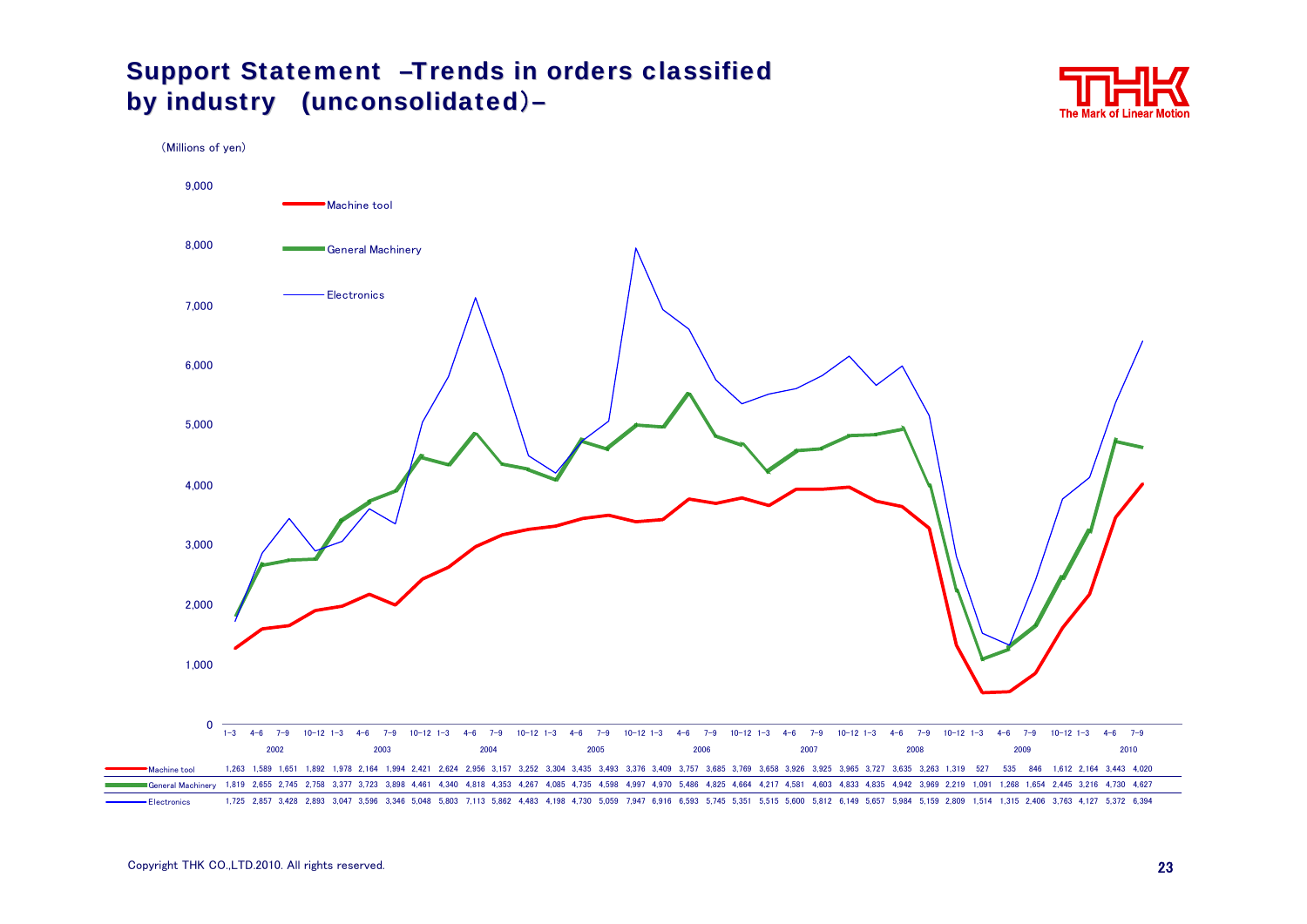# Support Statement –Trends in orders classified by industry (unconsolidated)–

THK
The Mark of Linear Motion

(Millions of yen)

9,000
8,000
7,000
6,000
5,000
4,000
3,000
2,000
1,000
0

Machine tool
General Machinery
Electronics

1-3 4-6 7-9 10-12 1-3 4-6 7-9 10-12 1-3 4-6 7-9 10-12 1-3 4-6 7-9 10-12 1-3 4-6 7-9 10-12 1-3 4-6 7-9 10-12 1-3 4-6 7-9 10-12 1-3 4-6 7-9 10-12 1-3 4-6 7-9

2002 2003 2004 2005 2006 2007 2008 2009 2010

Machine tool 1,263 1,589 1,651 1,892 1,978 2,164 1,994 2,421 2,624 2,956 3,157 3,252 3,304 3,435 3,493 3,376 3,409 3,757 3,685 3,769 3,658 3,926 3,925 3,965 3,727 3,635 3,263 1,319 527 535 846 1,612 2,164 3,443 4,020

General Machinery 1,819 2,655 2,745 2,758 3,377 3,723 3,898 4,461 4,340 4,818 4,353 4,267 4,085 4,735 4,598 4,997 4,970 5,486 4,825 4,664 4,217 4,581 4,603 4,833 4,835 4,942 3,969 2,219 1,091 1,268 1,654 2,445 3,216 4,730 4,627

Electronics 1,725 2,857 3,428 2,893 3,047 3,596 3,346 5,048 5,803 7,113 5,862 4,483 4,198 4,730 5,059 7,947 6,916 6,593 5,745 5,351 5,515 5,600 5,812 6,149 5,657 5,984 5,159 2,809 1,514 1,315 2,406 3,763 4,127 5,372 6,394

Copyright THK CO.,LTD.2010. All rights reserved.